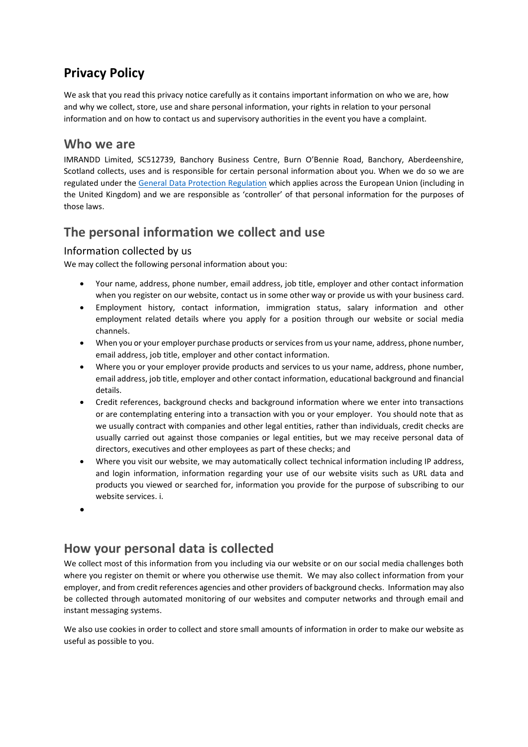# Privacy Policy

We ask that you read this privacy notice carefully as it contains important information on who we are, how and why we collect, store, use and share personal information, your rights in relation to your personal information and on how to contact us and supervisory authorities in the event you have a complaint.

## Who we are

IMRANDD Limited, SC512739, Banchory Business Centre, Burn O'Bennie Road, Banchory, Aberdeenshire, Scotland collects, uses and is responsible for certain personal information about you. When we do so we are regulated under the [General Data Protection Regulation] which applies across the European Union (including in the United Kingdom) and we are responsible as 'controller' of that personal information for the purposes of those laws.

## The personal information we collect and use

### Information collected by us

We may collect the following personal information about you:

- Your name, address, phone number, email address, job title, employer and other contact information when you register on our website, contact us in some other way or provide us with your business card.
- Employment history, contact information, immigration status, salary information and other employment related details where you apply for a position through our website or social media channels.
- When you or your employer purchase products or services from us your name, address, phone number, email address, job title, employer and other contact information.
- Where you or your employer provide products and services to us your name, address, phone number, email address, job title, employer and other contact information, educational background and financial details.
- Credit references, background checks and background information where we enter into transactions or are contemplating entering into a transaction with you or your employer. You should note that as we usually contract with companies and other legal entities, rather than individuals, credit checks are usually carried out against those companies or legal entities, but we may receive personal data of directors, executives and other employees as part of these checks; and
- Where you visit our website, we may automatically collect technical information including IP address, and login information, information regarding your use of our website visits such as URL data and products you viewed or searched for, information you provide for the purpose of subscribing to our website services. i.
- 

## How your personal data is collected

We collect most of this information from you including via our website or on our social media challenges both where you register on themit or where you otherwise use themit. We may also collect information from your employer, and from credit references agencies and other providers of background checks. Information may also be collected through automated monitoring of our websites and computer networks and through email and instant messaging systems.

We also use cookies in order to collect and store small amounts of information in order to make our website as useful as possible to you.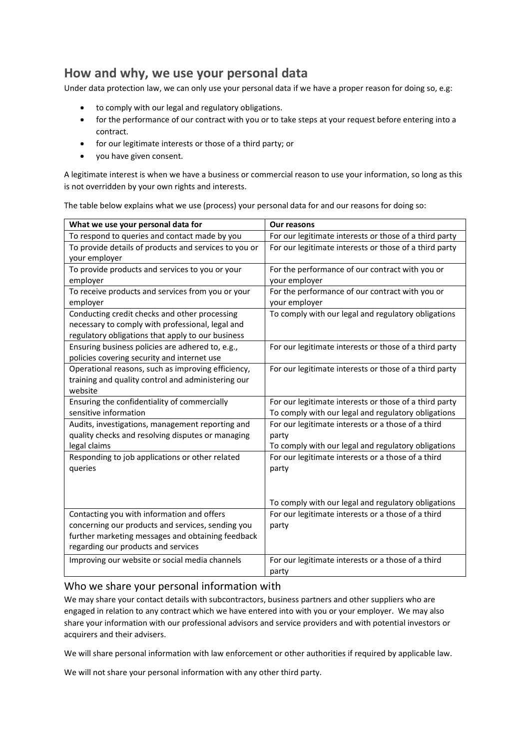## How and why, we use your personal data

Under data protection law, we can only use your personal data if we have a proper reason for doing so, e.g:

- to comply with our legal and regulatory obligations.
- for the performance of our contract with you or to take steps at your request before entering into a contract.
- for our legitimate interests or those of a third party; or
- you have given consent.

A legitimate interest is when we have a business or commercial reason to use your information, so long as this is not overridden by your own rights and interests.

The table below explains what we use (process) your personal data for and our reasons for doing so:

| What we use your personal data for | Our reasons |
|---|---|
| To respond to queries and contact made by you | For our legitimate interests or those of a third party |
| To provide details of products and services to you or your employer | For our legitimate interests or those of a third party |
| To provide products and services to you or your employer | For the performance of our contract with you or your employer |
| To receive products and services from you or your employer | For the performance of our contract with you or your employer |
| Conducting credit checks and other processing necessary to comply with professional, legal and regulatory obligations that apply to our business | To comply with our legal and regulatory obligations |
| Ensuring business policies are adhered to, e.g., policies covering security and internet use | For our legitimate interests or those of a third party |
| Operational reasons, such as improving efficiency, training and quality control and administering our website | For our legitimate interests or those of a third party |
| Ensuring the confidentiality of commercially sensitive information | For our legitimate interests or those of a third party<br>To comply with our legal and regulatory obligations |
| Audits, investigations, management reporting and quality checks and resolving disputes or managing legal claims | For our legitimate interests or a those of a third party<br>To comply with our legal and regulatory obligations |
| Responding to job applications or other related queries | For our legitimate interests or a those of a third party<br>To comply with our legal and regulatory obligations |
| Contacting you with information and offers concerning our products and services, sending you further marketing messages and obtaining feedback regarding our products and services | For our legitimate interests or a those of a third party |
| Improving our website or social media channels | For our legitimate interests or a those of a third party |

### Who we share your personal information with

We may share your contact details with subcontractors, business partners and other suppliers who are engaged in relation to any contract which we have entered into with you or your employer. We may also share your information with our professional advisors and service providers and with potential investors or acquirers and their advisers.

We will share personal information with law enforcement or other authorities if required by applicable law.

We will not share your personal information with any other third party.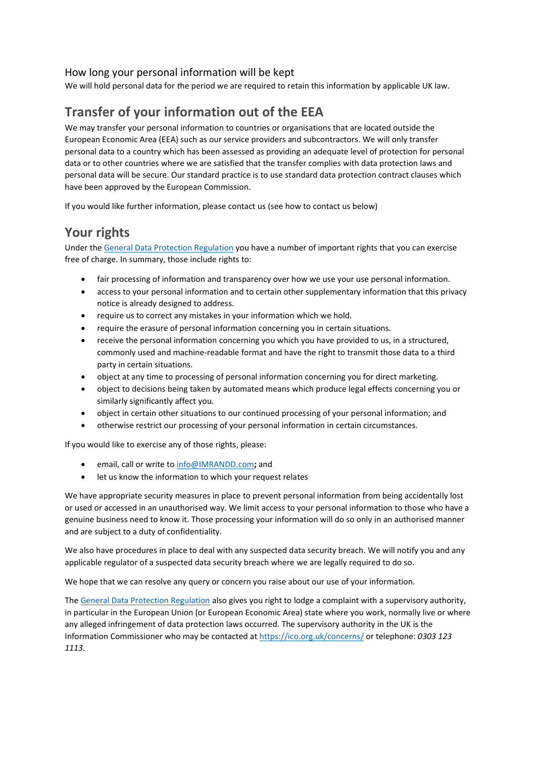### How long your personal information will be kept

We will hold personal data for *t*he period we are required to retain this information by applicable UK law.

## Transfer of your information out of the EEA

We may transfer your personal information to countries or organisations that are located outside the European Economic Area (EEA) such as our service providers and subcontractors. We will only transfer personal data to a country which has been assessed as providing an adequate level of protection for personal data or to other countries where we are satisfied that the transfer complies with data protection laws and personal data will be secure. Our standard practice is to use standard data protection contract clauses which have been approved by the European Commission.

If you would like further information, please contact us (see how to contact us below)

## Your rights

Under the [General Data Protection Regulation](#) you have a number of important rights that you can exercise free of charge. In summary, those include rights to:

- fair processing of information and transparency over how we use your use personal information.
- access to your personal information and to certain other supplementary information that this privacy notice is already designed to address.
- require us to correct any mistakes in your information which we hold.
- require the erasure of personal information concerning you in certain situations.
- receive the personal information concerning you which you have provided to us, in a structured, commonly used and machine-readable format and have the right to transmit those data to a third party in certain situations.
- object at any time to processing of personal information concerning you for direct marketing.
- object to decisions being taken by automated means which produce legal effects concerning you or similarly significantly affect you.
- object in certain other situations to our continued processing of your personal information; and
- otherwise restrict our processing of your personal information in certain circumstances.

If you would like to exercise any of those rights, please:

- email, call or write to info@IMRANDD.com**;** and
- let us know the information to which your request relates

We have appropriate security measures in place to prevent personal information from being accidentally lost or used or accessed in an unauthorised way. We limit access to your personal information to those who have a genuine business need to know it. Those processing your information will do so only in an authorised manner and are subject to a duty of confidentiality.

We also have procedures in place to deal with any suspected data security breach. We will notify you and any applicable regulator of a suspected data security breach where we are legally required to do so.

We hope that we can resolve any query or concern you raise about our use of your information.

The [General Data Protection Regulation](#) also gives you right to lodge a complaint with a supervisory authority, in particular in the European Union (or European Economic Area) state where you work, normally live or where any alleged infringement of data protection laws occurred. The supervisory authority in the UK is the Information Commissioner who may be contacted at https://ico.org.uk/concerns/ or telephone: *0303 123 1113*.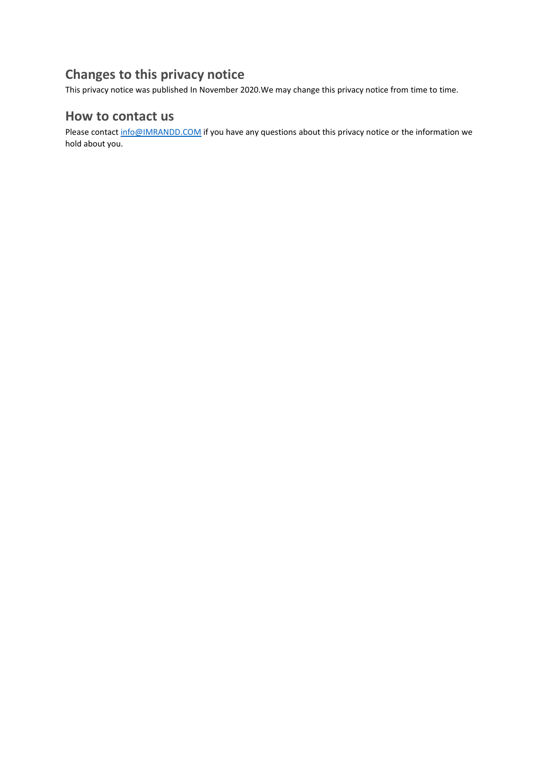## Changes to this privacy notice

This privacy notice was published In November 2020.We may change this privacy notice from time to time.

## How to contact us

Please contact info@IMRANDD.COM if you have any questions about this privacy notice or the information we hold about you.